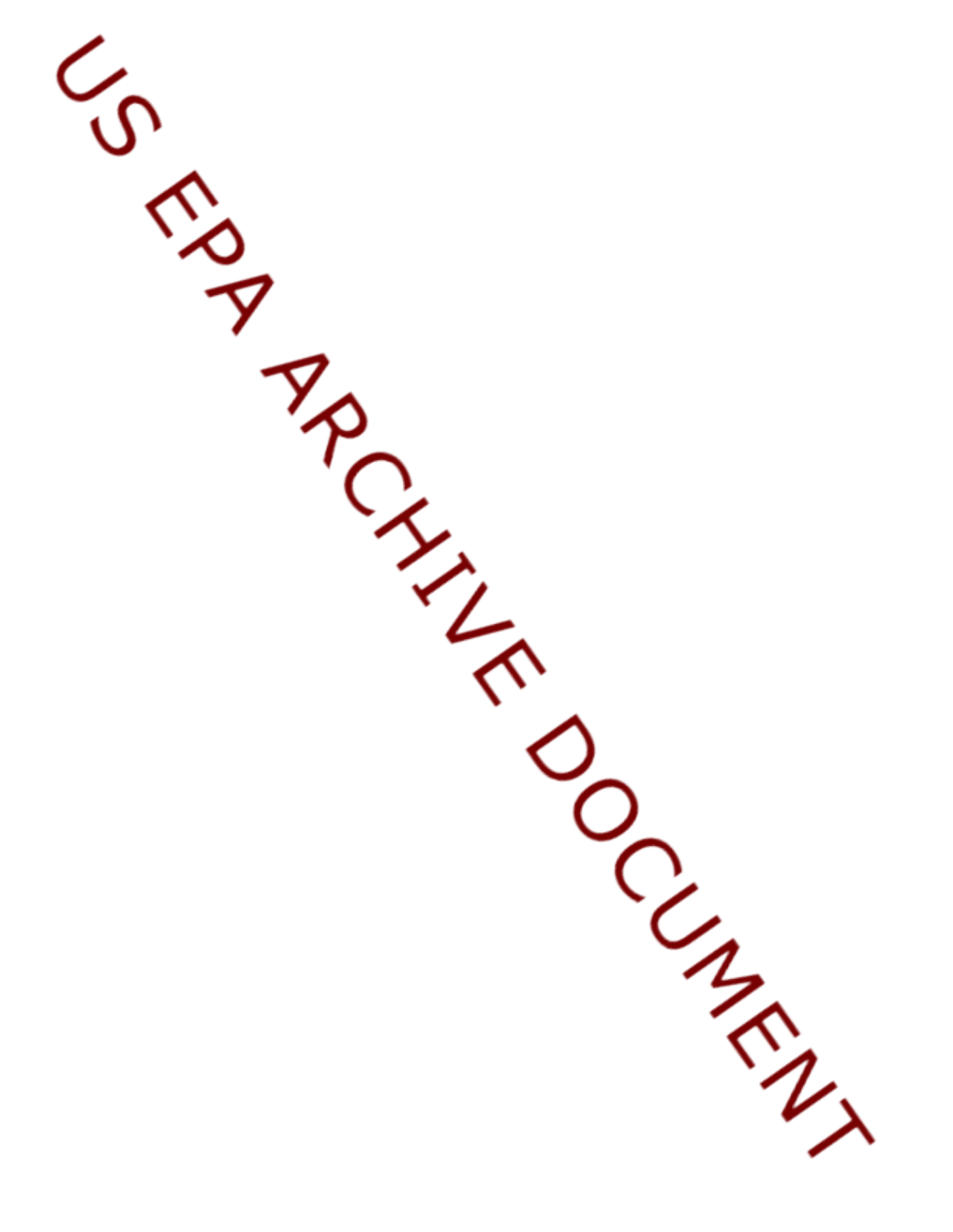US EPA ARCHIVE DOCUMENT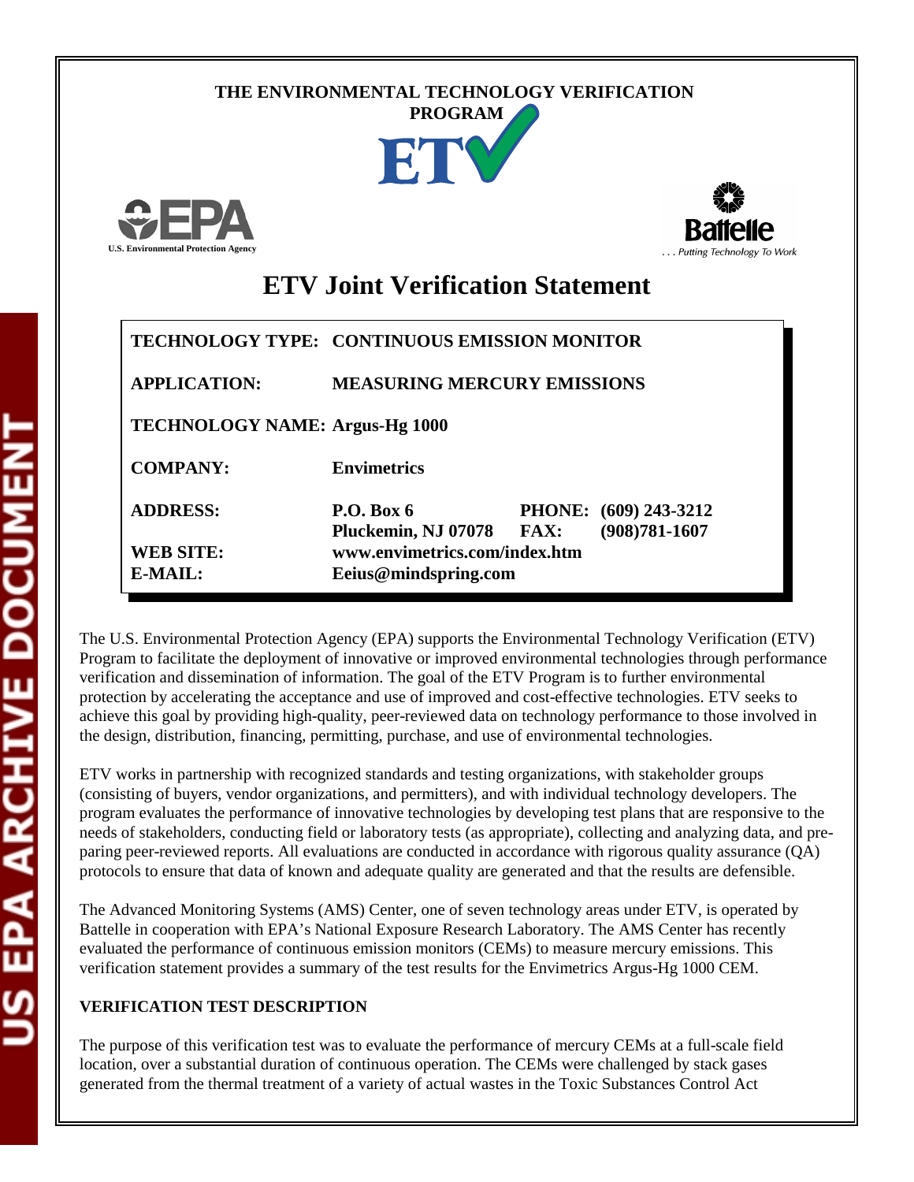THE ENVIRONMENTAL TECHNOLOGY VERIFICATION PROGRAM

ETV

U.S. Environmental Protection Agency

Battelle

. . . Putting Technology To Work

# ETV Joint Verification Statement

| | | | |
|---|---|---|---|
| **TECHNOLOGY TYPE:** | **CONTINUOUS EMISSION MONITOR** | | |
| **APPLICATION:** | **MEASURING MERCURY EMISSIONS** | | |
| **TECHNOLOGY NAME:** | **Argus-Hg 1000** | | |
| **COMPANY:** | **Envimetrics** | | |
| **ADDRESS:** | **P.O. Box 6**<br>**Pluckemin, NJ 07078** | **PHONE:**<br>**FAX:** | **(609) 243-3212**<br>**(908)781-1607** |
| **WEB SITE:** | **www.envimetrics.com/index.htm** | | |
| **E-MAIL:** | **Eeius@mindspring.com** | | |

The U.S. Environmental Protection Agency (EPA) supports the Environmental Technology Verification (ETV) Program to facilitate the deployment of innovative or improved environmental technologies through performance verification and dissemination of information. The goal of the ETV Program is to further environmental protection by accelerating the acceptance and use of improved and cost-effective technologies. ETV seeks to achieve this goal by providing high-quality, peer-reviewed data on technology performance to those involved in the design, distribution, financing, permitting, purchase, and use of environmental technologies.

ETV works in partnership with recognized standards and testing organizations, with stakeholder groups (consisting of buyers, vendor organizations, and permitters), and with individual technology developers. The program evaluates the performance of innovative technologies by developing test plans that are responsive to the needs of stakeholders, conducting field or laboratory tests (as appropriate), collecting and analyzing data, and preparing peer-reviewed reports. All evaluations are conducted in accordance with rigorous quality assurance (QA) protocols to ensure that data of known and adequate quality are generated and that the results are defensible.

The Advanced Monitoring Systems (AMS) Center, one of seven technology areas under ETV, is operated by Battelle in cooperation with EPA's National Exposure Research Laboratory. The AMS Center has recently evaluated the performance of continuous emission monitors (CEMs) to measure mercury emissions. This verification statement provides a summary of the test results for the Envimetrics Argus-Hg 1000 CEM.

## VERIFICATION TEST DESCRIPTION

The purpose of this verification test was to evaluate the performance of mercury CEMs at a full-scale field location, over a substantial duration of continuous operation. The CEMs were challenged by stack gases generated from the thermal treatment of a variety of actual wastes in the Toxic Substances Control Act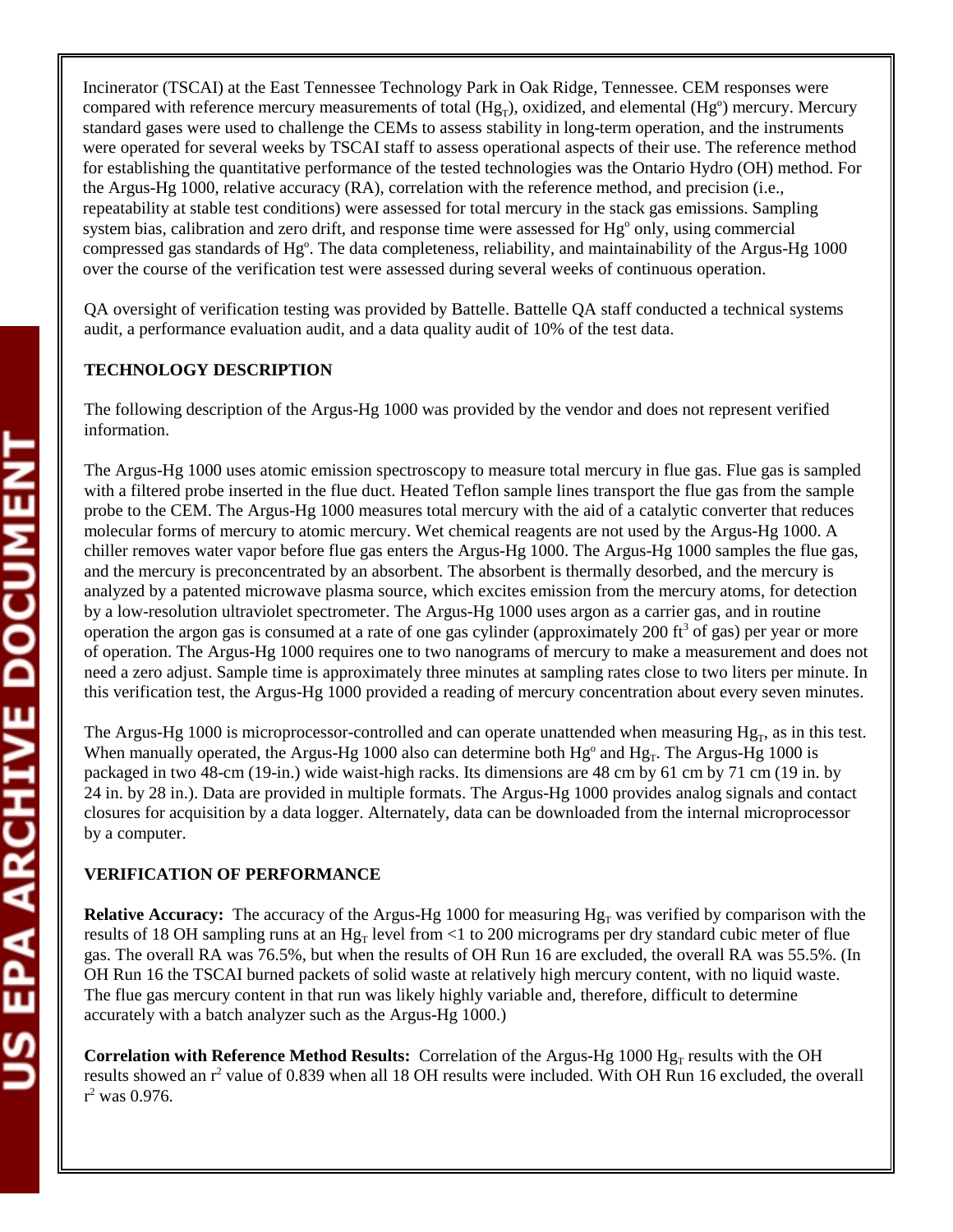Incinerator (TSCAI) at the East Tennessee Technology Park in Oak Ridge, Tennessee. CEM responses were compared with reference mercury measurements of total ($Hg_T$), oxidized, and elemental ($Hg^o$) mercury. Mercury standard gases were used to challenge the CEMs to assess stability in long-term operation, and the instruments were operated for several weeks by TSCAI staff to assess operational aspects of their use. The reference method for establishing the quantitative performance of the tested technologies was the Ontario Hydro (OH) method. For the Argus-Hg 1000, relative accuracy (RA), correlation with the reference method, and precision (i.e., repeatability at stable test conditions) were assessed for total mercury in the stack gas emissions. Sampling system bias, calibration and zero drift, and response time were assessed for $Hg^o$ only, using commercial compressed gas standards of $Hg^o$. The data completeness, reliability, and maintainability of the Argus-Hg 1000 over the course of the verification test were assessed during several weeks of continuous operation.

QA oversight of verification testing was provided by Battelle. Battelle QA staff conducted a technical systems audit, a performance evaluation audit, and a data quality audit of 10% of the test data.

**TECHNOLOGY DESCRIPTION**

The following description of the Argus-Hg 1000 was provided by the vendor and does not represent verified information.

The Argus-Hg 1000 uses atomic emission spectroscopy to measure total mercury in flue gas. Flue gas is sampled with a filtered probe inserted in the flue duct. Heated Teflon sample lines transport the flue gas from the sample probe to the CEM. The Argus-Hg 1000 measures total mercury with the aid of a catalytic converter that reduces molecular forms of mercury to atomic mercury. Wet chemical reagents are not used by the Argus-Hg 1000. A chiller removes water vapor before flue gas enters the Argus-Hg 1000. The Argus-Hg 1000 samples the flue gas, and the mercury is preconcentrated by an absorbent. The absorbent is thermally desorbed, and the mercury is analyzed by a patented microwave plasma source, which excites emission from the mercury atoms, for detection by a low-resolution ultraviolet spectrometer. The Argus-Hg 1000 uses argon as a carrier gas, and in routine operation the argon gas is consumed at a rate of one gas cylinder (approximately 200 $ft^3$ of gas) per year or more of operation. The Argus-Hg 1000 requires one to two nanograms of mercury to make a measurement and does not need a zero adjust. Sample time is approximately three minutes at sampling rates close to two liters per minute. In this verification test, the Argus-Hg 1000 provided a reading of mercury concentration about every seven minutes.

The Argus-Hg 1000 is microprocessor-controlled and can operate unattended when measuring $Hg_T$, as in this test. When manually operated, the Argus-Hg 1000 also can determine both $Hg^o$ and $Hg_T$. The Argus-Hg 1000 is packaged in two 48-cm (19-in.) wide waist-high racks. Its dimensions are 48 cm by 61 cm by 71 cm (19 in. by 24 in. by 28 in.). Data are provided in multiple formats. The Argus-Hg 1000 provides analog signals and contact closures for acquisition by a data logger. Alternately, data can be downloaded from the internal microprocessor by a computer.

**VERIFICATION OF PERFORMANCE**

**Relative Accuracy:** The accuracy of the Argus-Hg 1000 for measuring $Hg_T$ was verified by comparison with the results of 18 OH sampling runs at an $Hg_T$ level from <1 to 200 micrograms per dry standard cubic meter of flue gas. The overall RA was 76.5%, but when the results of OH Run 16 are excluded, the overall RA was 55.5%. (In OH Run 16 the TSCAI burned packets of solid waste at relatively high mercury content, with no liquid waste. The flue gas mercury content in that run was likely highly variable and, therefore, difficult to determine accurately with a batch analyzer such as the Argus-Hg 1000.)

**Correlation with Reference Method Results:** Correlation of the Argus-Hg 1000 $Hg_T$ results with the OH results showed an $r^2$ value of 0.839 when all 18 OH results were included. With OH Run 16 excluded, the overall $r^2$ was 0.976.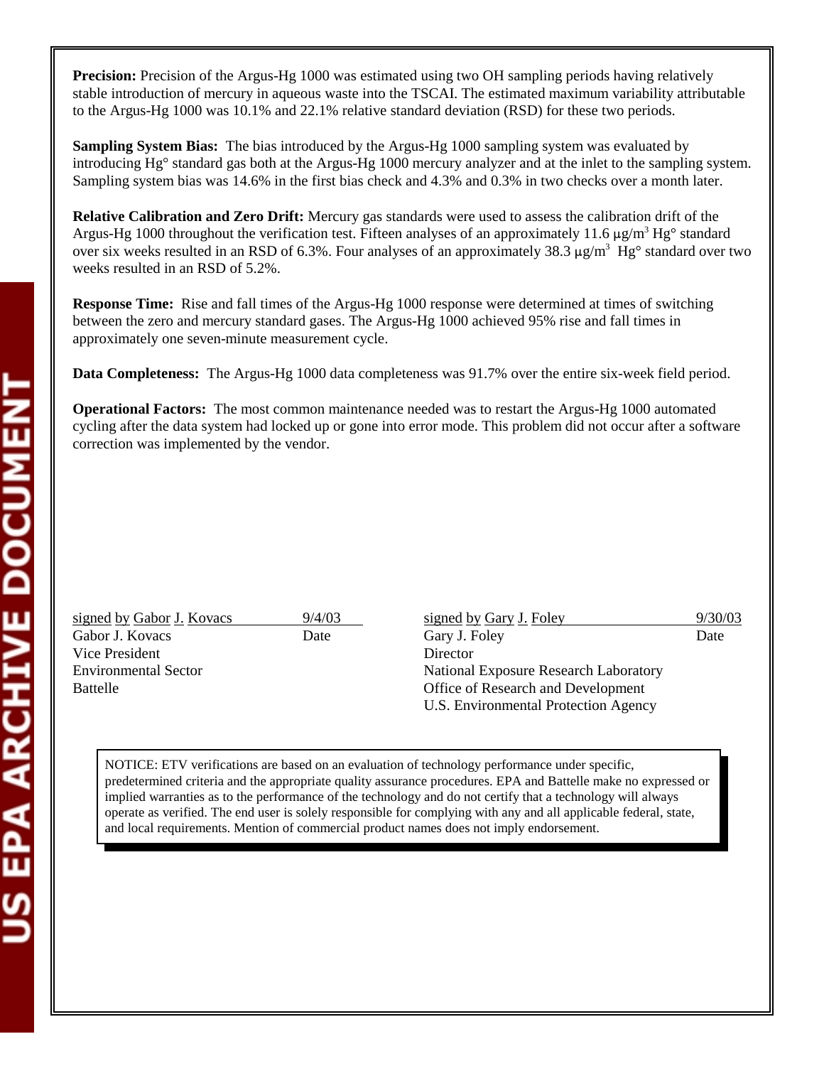**Precision:** Precision of the Argus-Hg 1000 was estimated using two OH sampling periods having relatively stable introduction of mercury in aqueous waste into the TSCAI. The estimated maximum variability attributable to the Argus-Hg 1000 was 10.1% and 22.1% relative standard deviation (RSD) for these two periods.

**Sampling System Bias:** The bias introduced by the Argus-Hg 1000 sampling system was evaluated by introducing Hg° standard gas both at the Argus-Hg 1000 mercury analyzer and at the inlet to the sampling system. Sampling system bias was 14.6% in the first bias check and 4.3% and 0.3% in two checks over a month later.

**Relative Calibration and Zero Drift:** Mercury gas standards were used to assess the calibration drift of the Argus-Hg 1000 throughout the verification test. Fifteen analyses of an approximately 11.6 $\mu g/m^3$ Hg° standard over six weeks resulted in an RSD of 6.3%. Four analyses of an approximately 38.3 $\mu g/m^3$ Hg° standard over two weeks resulted in an RSD of 5.2%.

**Response Time:** Rise and fall times of the Argus-Hg 1000 response were determined at times of switching between the zero and mercury standard gases. The Argus-Hg 1000 achieved 95% rise and fall times in approximately one seven-minute measurement cycle.

**Data Completeness:** The Argus-Hg 1000 data completeness was 91.7% over the entire six-week field period.

**Operational Factors:** The most common maintenance needed was to restart the Argus-Hg 1000 automated cycling after the data system had locked up or gone into error mode. This problem did not occur after a software correction was implemented by the vendor.

signed by Gabor J. Kovacs 9/4/03
Gabor J. Kovacs Date
Vice President
Environmental Sector
Battelle

signed by Gary J. Foley 9/30/03
Gary J. Foley Date
Director
National Exposure Research Laboratory
Office of Research and Development
U.S. Environmental Protection Agency

NOTICE: ETV verifications are based on an evaluation of technology performance under specific, predetermined criteria and the appropriate quality assurance procedures. EPA and Battelle make no expressed or implied warranties as to the performance of the technology and do not certify that a technology will always operate as verified. The end user is solely responsible for complying with any and all applicable federal, state, and local requirements. Mention of commercial product names does not imply endorsement.